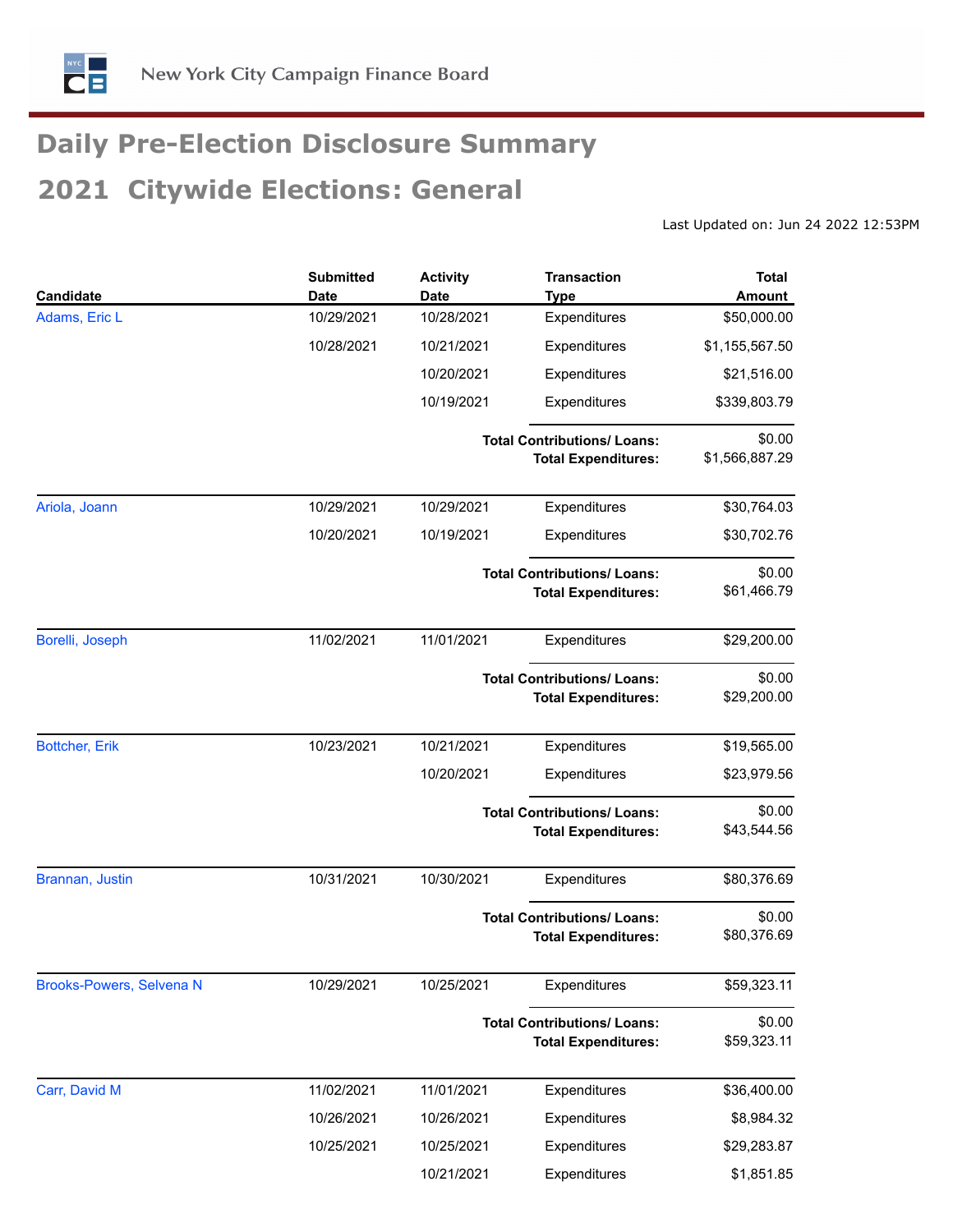New York City Campaign Finance Board

# Daily Pre-Election Disclosure Summary

## 2021 Citywide Elections: General

Last Updated on: Jun 24 2022 12:53PM

| Candidate | Submitted Date | Activity Date | Transaction Type | Total Amount |
|---|---|---|---|---|
| Adams, Eric L | 10/29/2021 | 10/28/2021 | Expenditures | $50,000.00 |
| | 10/28/2021 | 10/21/2021 | Expenditures | $1,155,567.50 |
| | | 10/20/2021 | Expenditures | $21,516.00 |
| | | 10/19/2021 | Expenditures | $339,803.79 |
| | | | **Total Contributions/ Loans:** | $0.00 |
| | | | **Total Expenditures:** | $1,566,887.29 |
| Ariola, Joann | 10/29/2021 | 10/29/2021 | Expenditures | $30,764.03 |
| | 10/20/2021 | 10/19/2021 | Expenditures | $30,702.76 |
| | | | **Total Contributions/ Loans:** | $0.00 |
| | | | **Total Expenditures:** | $61,466.79 |
| Borelli, Joseph | 11/02/2021 | 11/01/2021 | Expenditures | $29,200.00 |
| | | | **Total Contributions/ Loans:** | $0.00 |
| | | | **Total Expenditures:** | $29,200.00 |
| Bottcher, Erik | 10/23/2021 | 10/21/2021 | Expenditures | $19,565.00 |
| | | 10/20/2021 | Expenditures | $23,979.56 |
| | | | **Total Contributions/ Loans:** | $0.00 |
| | | | **Total Expenditures:** | $43,544.56 |
| Brannan, Justin | 10/31/2021 | 10/30/2021 | Expenditures | $80,376.69 |
| | | | **Total Contributions/ Loans:** | $0.00 |
| | | | **Total Expenditures:** | $80,376.69 |
| Brooks-Powers, Selvena N | 10/29/2021 | 10/25/2021 | Expenditures | $59,323.11 |
| | | | **Total Contributions/ Loans:** | $0.00 |
| | | | **Total Expenditures:** | $59,323.11 |
| Carr, David M | 11/02/2021 | 11/01/2021 | Expenditures | $36,400.00 |
| | 10/26/2021 | 10/26/2021 | Expenditures | $8,984.32 |
| | 10/25/2021 | 10/25/2021 | Expenditures | $29,283.87 |
| | | 10/21/2021 | Expenditures | $1,851.85 |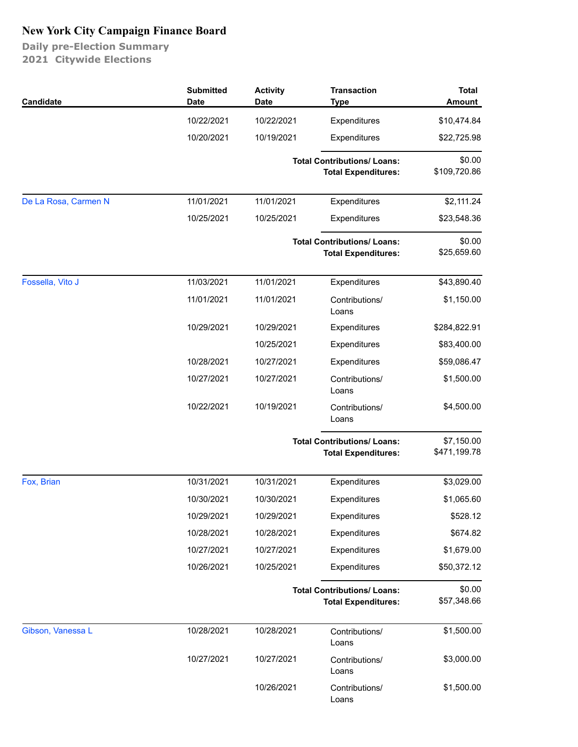# New York City Campaign Finance Board

## Daily pre-Election Summary
## 2021 Citywide Elections

| Candidate | Submitted Date | Activity Date | Transaction Type | Total Amount |
|---|---|---|---|---|
| | 10/22/2021 | 10/22/2021 | Expenditures | $10,474.84 |
| | 10/20/2021 | 10/19/2021 | Expenditures | $22,725.98 |
| | | | **Total Contributions/ Loans:** | $0.00 |
| | | | **Total Expenditures:** | $109,720.86 |
| De La Rosa, Carmen N | 11/01/2021 | 11/01/2021 | Expenditures | $2,111.24 |
| | 10/25/2021 | 10/25/2021 | Expenditures | $23,548.36 |
| | | | **Total Contributions/ Loans:** | $0.00 |
| | | | **Total Expenditures:** | $25,659.60 |
| Fossella, Vito J | 11/03/2021 | 11/01/2021 | Expenditures | $43,890.40 |
| | 11/01/2021 | 11/01/2021 | Contributions/ Loans | $1,150.00 |
| | 10/29/2021 | 10/29/2021 | Expenditures | $284,822.91 |
| | | 10/25/2021 | Expenditures | $83,400.00 |
| | 10/28/2021 | 10/27/2021 | Expenditures | $59,086.47 |
| | 10/27/2021 | 10/27/2021 | Contributions/ Loans | $1,500.00 |
| | 10/22/2021 | 10/19/2021 | Contributions/ Loans | $4,500.00 |
| | | | **Total Contributions/ Loans:** | $7,150.00 |
| | | | **Total Expenditures:** | $471,199.78 |
| Fox, Brian | 10/31/2021 | 10/31/2021 | Expenditures | $3,029.00 |
| | 10/30/2021 | 10/30/2021 | Expenditures | $1,065.60 |
| | 10/29/2021 | 10/29/2021 | Expenditures | $528.12 |
| | 10/28/2021 | 10/28/2021 | Expenditures | $674.82 |
| | 10/27/2021 | 10/27/2021 | Expenditures | $1,679.00 |
| | 10/26/2021 | 10/25/2021 | Expenditures | $50,372.12 |
| | | | **Total Contributions/ Loans:** | $0.00 |
| | | | **Total Expenditures:** | $57,348.66 |
| Gibson, Vanessa L | 10/28/2021 | 10/28/2021 | Contributions/ Loans | $1,500.00 |
| | 10/27/2021 | 10/27/2021 | Contributions/ Loans | $3,000.00 |
| | | 10/26/2021 | Contributions/ Loans | $1,500.00 |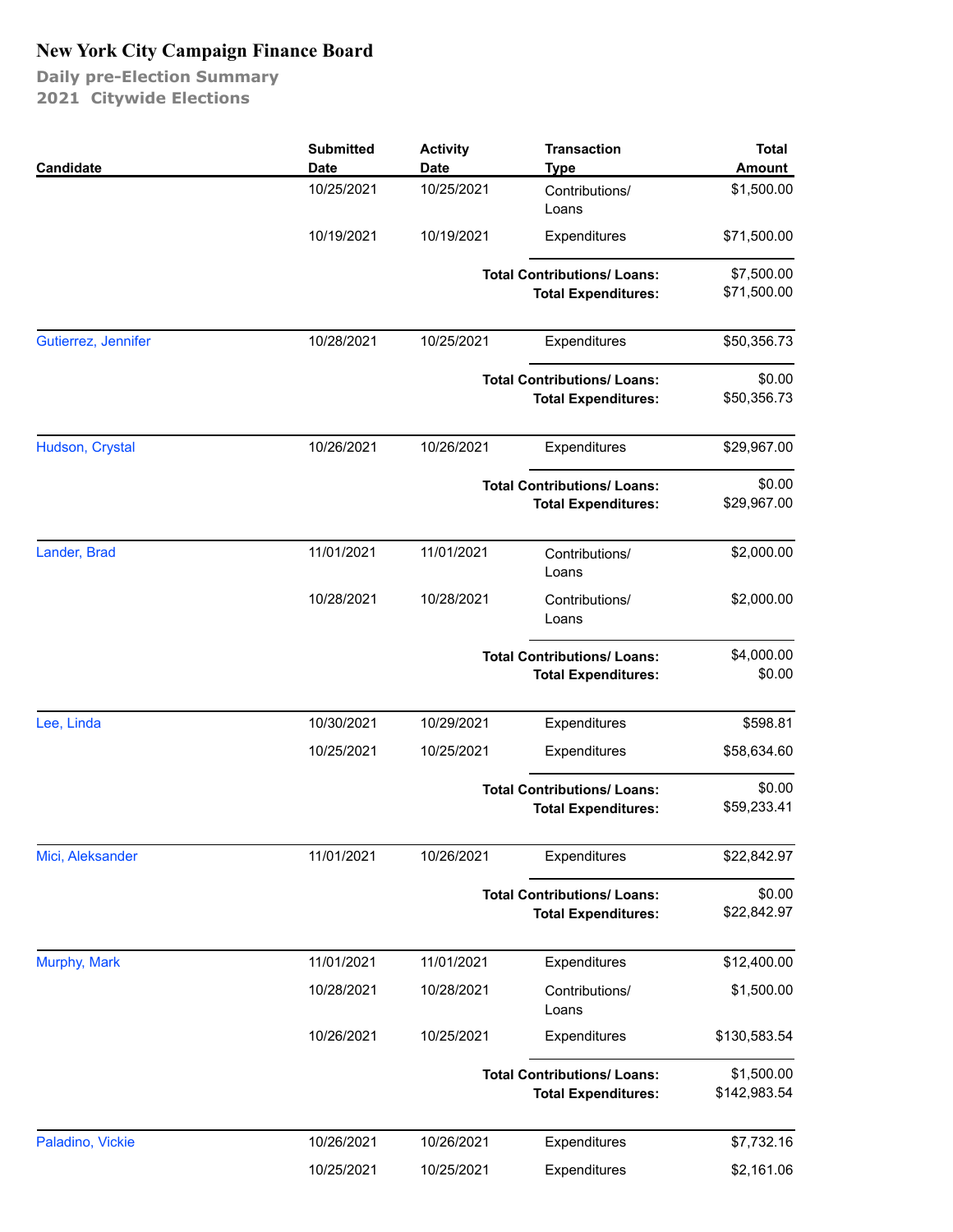# New York City Campaign Finance Board

## Daily pre-Election Summary
## 2021 Citywide Elections

| Candidate | Submitted Date | Activity Date | Transaction Type | Total Amount |
|---|---|---|---|---|
| | 10/25/2021 | 10/25/2021 | Contributions/ Loans | $1,500.00 |
| | 10/19/2021 | 10/19/2021 | Expenditures | $71,500.00 |
| | | | **Total Contributions/ Loans:** | $7,500.00 |
| | | | **Total Expenditures:** | $71,500.00 |
| Gutierrez, Jennifer | 10/28/2021 | 10/25/2021 | Expenditures | $50,356.73 |
| | | | **Total Contributions/ Loans:** | $0.00 |
| | | | **Total Expenditures:** | $50,356.73 |
| Hudson, Crystal | 10/26/2021 | 10/26/2021 | Expenditures | $29,967.00 |
| | | | **Total Contributions/ Loans:** | $0.00 |
| | | | **Total Expenditures:** | $29,967.00 |
| Lander, Brad | 11/01/2021 | 11/01/2021 | Contributions/ Loans | $2,000.00 |
| | 10/28/2021 | 10/28/2021 | Contributions/ Loans | $2,000.00 |
| | | | **Total Contributions/ Loans:** | $4,000.00 |
| | | | **Total Expenditures:** | $0.00 |
| Lee, Linda | 10/30/2021 | 10/29/2021 | Expenditures | $598.81 |
| | 10/25/2021 | 10/25/2021 | Expenditures | $58,634.60 |
| | | | **Total Contributions/ Loans:** | $0.00 |
| | | | **Total Expenditures:** | $59,233.41 |
| Mici, Aleksander | 11/01/2021 | 10/26/2021 | Expenditures | $22,842.97 |
| | | | **Total Contributions/ Loans:** | $0.00 |
| | | | **Total Expenditures:** | $22,842.97 |
| Murphy, Mark | 11/01/2021 | 11/01/2021 | Expenditures | $12,400.00 |
| | 10/28/2021 | 10/28/2021 | Contributions/ Loans | $1,500.00 |
| | 10/26/2021 | 10/25/2021 | Expenditures | $130,583.54 |
| | | | **Total Contributions/ Loans:** | $1,500.00 |
| | | | **Total Expenditures:** | $142,983.54 |
| Paladino, Vickie | 10/26/2021 | 10/26/2021 | Expenditures | $7,732.16 |
| | 10/25/2021 | 10/25/2021 | Expenditures | $2,161.06 |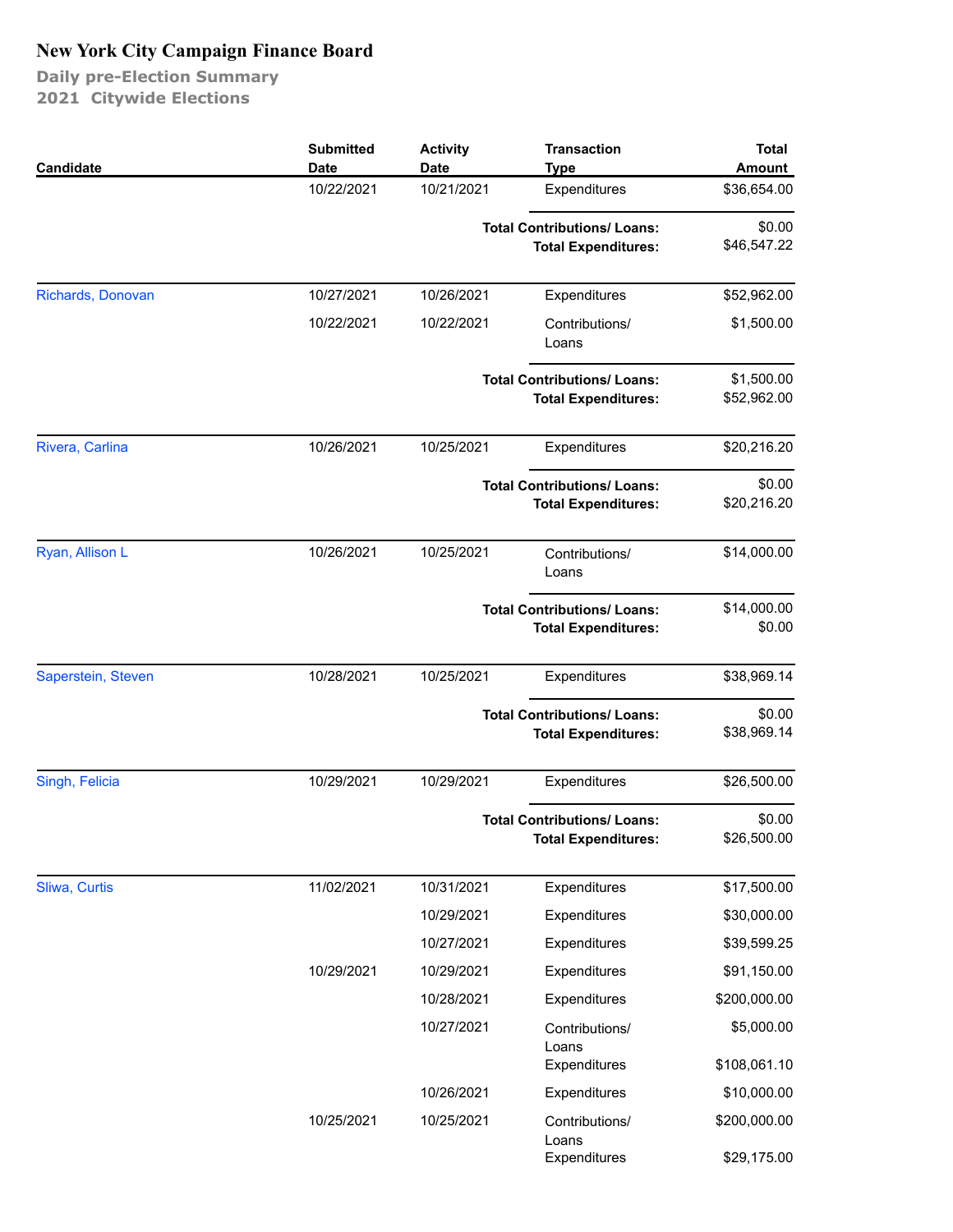**New York City Campaign Finance Board**

**Daily pre-Election Summary**
**2021 Citywide Elections**

| Candidate | Submitted Date | Activity Date | Transaction Type | Total Amount |
|---|---|---|---|---|
| | 10/22/2021 | 10/21/2021 | Expenditures | $36,654.00 |
| | | | **Total Contributions/ Loans:** | $0.00 |
| | | | **Total Expenditures:** | $46,547.22 |
| Richards, Donovan | 10/27/2021 | 10/26/2021 | Expenditures | $52,962.00 |
| | 10/22/2021 | 10/22/2021 | Contributions/ Loans | $1,500.00 |
| | | | **Total Contributions/ Loans:** | $1,500.00 |
| | | | **Total Expenditures:** | $52,962.00 |
| Rivera, Carlina | 10/26/2021 | 10/25/2021 | Expenditures | $20,216.20 |
| | | | **Total Contributions/ Loans:** | $0.00 |
| | | | **Total Expenditures:** | $20,216.20 |
| Ryan, Allison L | 10/26/2021 | 10/25/2021 | Contributions/ Loans | $14,000.00 |
| | | | **Total Contributions/ Loans:** | $14,000.00 |
| | | | **Total Expenditures:** | $0.00 |
| Saperstein, Steven | 10/28/2021 | 10/25/2021 | Expenditures | $38,969.14 |
| | | | **Total Contributions/ Loans:** | $0.00 |
| | | | **Total Expenditures:** | $38,969.14 |
| Singh, Felicia | 10/29/2021 | 10/29/2021 | Expenditures | $26,500.00 |
| | | | **Total Contributions/ Loans:** | $0.00 |
| | | | **Total Expenditures:** | $26,500.00 |
| Sliwa, Curtis | 11/02/2021 | 10/31/2021 | Expenditures | $17,500.00 |
| | | 10/29/2021 | Expenditures | $30,000.00 |
| | | 10/27/2021 | Expenditures | $39,599.25 |
| | 10/29/2021 | 10/29/2021 | Expenditures | $91,150.00 |
| | | 10/28/2021 | Expenditures | $200,000.00 |
| | | 10/27/2021 | Contributions/ Loans | $5,000.00 |
| | | | Expenditures | $108,061.10 |
| | | 10/26/2021 | Expenditures | $10,000.00 |
| | 10/25/2021 | 10/25/2021 | Contributions/ Loans | $200,000.00 |
| | | | Expenditures | $29,175.00 |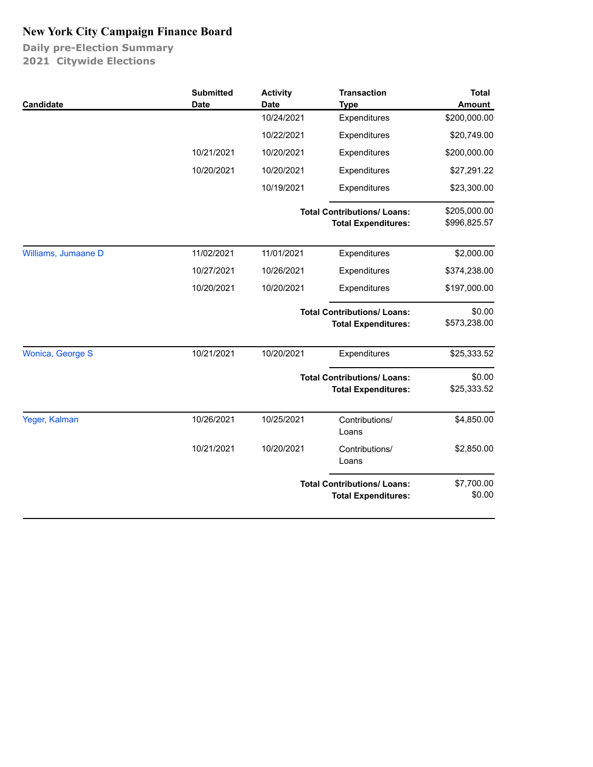# New York City Campaign Finance Board

## Daily pre-Election Summary
## 2021 Citywide Elections

| Candidate | Submitted Date | Activity Date | Transaction Type | Total Amount |
|---|---|---|---|---|
| | | 10/24/2021 | Expenditures | $200,000.00 |
| | | 10/22/2021 | Expenditures | $20,749.00 |
| | 10/21/2021 | 10/20/2021 | Expenditures | $200,000.00 |
| | 10/20/2021 | 10/20/2021 | Expenditures | $27,291.22 |
| | | 10/19/2021 | Expenditures | $23,300.00 |
| | | | **Total Contributions/ Loans:** | $205,000.00 |
| | | | **Total Expenditures:** | $996,825.57 |
| Williams, Jumaane D | 11/02/2021 | 11/01/2021 | Expenditures | $2,000.00 |
| | 10/27/2021 | 10/26/2021 | Expenditures | $374,238.00 |
| | 10/20/2021 | 10/20/2021 | Expenditures | $197,000.00 |
| | | | **Total Contributions/ Loans:** | $0.00 |
| | | | **Total Expenditures:** | $573,238.00 |
| Wonica, George S | 10/21/2021 | 10/20/2021 | Expenditures | $25,333.52 |
| | | | **Total Contributions/ Loans:** | $0.00 |
| | | | **Total Expenditures:** | $25,333.52 |
| Yeger, Kalman | 10/26/2021 | 10/25/2021 | Contributions/ Loans | $4,850.00 |
| | 10/21/2021 | 10/20/2021 | Contributions/ Loans | $2,850.00 |
| | | | **Total Contributions/ Loans:** | $7,700.00 |
| | | | **Total Expenditures:** | $0.00 |